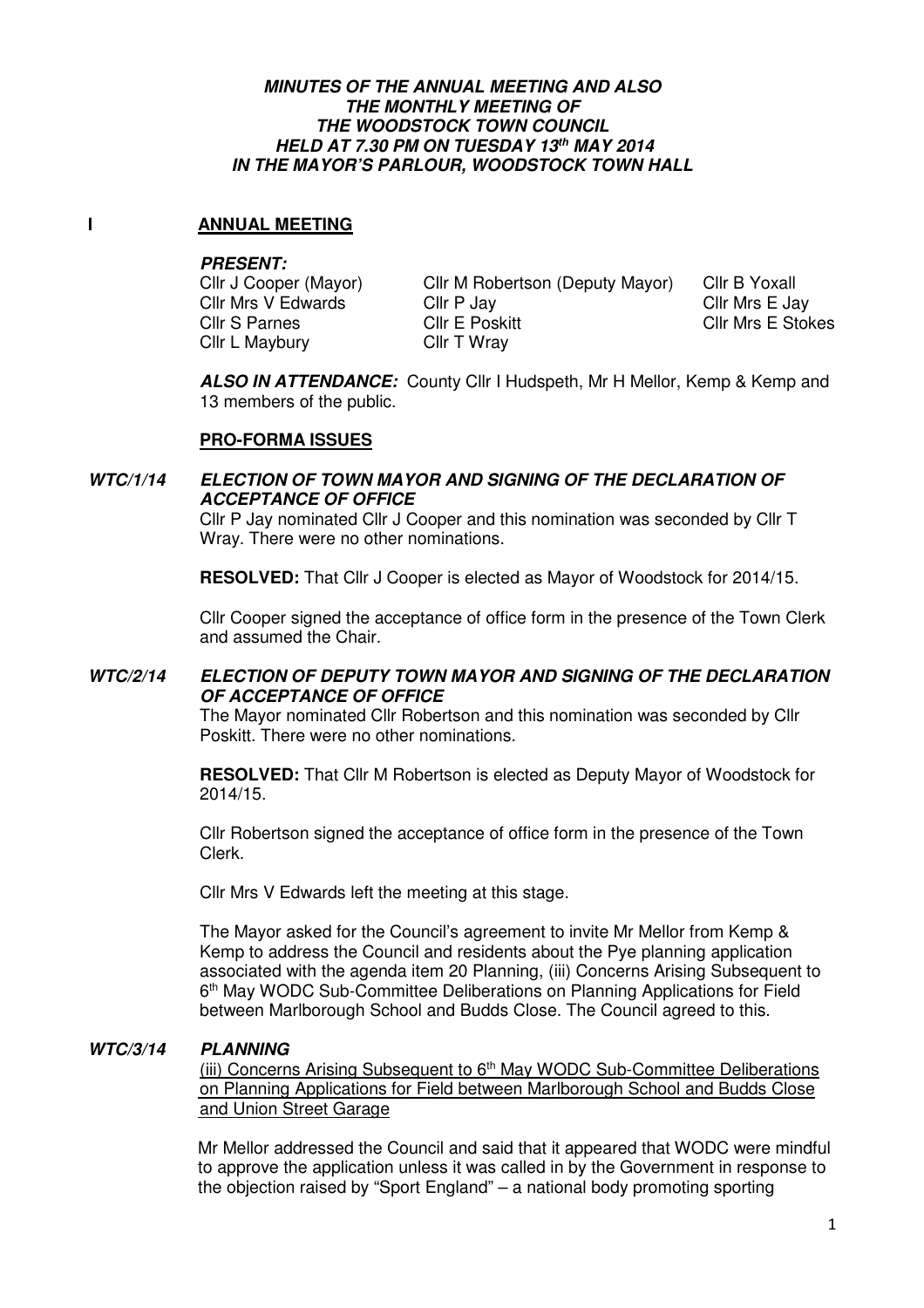***MINUTES OF THE ANNUAL MEETING AND ALSO THE MONTHLY MEETING OF THE WOODSTOCK TOWN COUNCIL HELD AT 7.30 PM ON TUESDAY 13th MAY 2014 IN THE MAYOR'S PARLOUR, WOODSTOCK TOWN HALL***

## I ANNUAL MEETING

***PRESENT:***

| | | |
|---|---|---|
| Cllr J Cooper (Mayor) | Cllr M Robertson (Deputy Mayor) | Cllr B Yoxall |
| Cllr Mrs V Edwards | Cllr P Jay | Cllr Mrs E Jay |
| Cllr S Parnes | Cllr E Poskitt | Cllr Mrs E Stokes |
| Cllr L Maybury | Cllr T Wray | |

***ALSO IN ATTENDANCE:*** County Cllr I Hudspeth, Mr H Mellor, Kemp & Kemp and 13 members of the public.

**PRO-FORMA ISSUES**

***WTC/1/14 ELECTION OF TOWN MAYOR AND SIGNING OF THE DECLARATION OF ACCEPTANCE OF OFFICE***

Cllr P Jay nominated Cllr J Cooper and this nomination was seconded by Cllr T Wray. There were no other nominations.

**RESOLVED:** That Cllr J Cooper is elected as Mayor of Woodstock for 2014/15.

Cllr Cooper signed the acceptance of office form in the presence of the Town Clerk and assumed the Chair.

***WTC/2/14 ELECTION OF DEPUTY TOWN MAYOR AND SIGNING OF THE DECLARATION OF ACCEPTANCE OF OFFICE***

The Mayor nominated Cllr Robertson and this nomination was seconded by Cllr Poskitt. There were no other nominations.

**RESOLVED:** That Cllr M Robertson is elected as Deputy Mayor of Woodstock for 2014/15.

Cllr Robertson signed the acceptance of office form in the presence of the Town Clerk.

Cllr Mrs V Edwards left the meeting at this stage.

The Mayor asked for the Council's agreement to invite Mr Mellor from Kemp & Kemp to address the Council and residents about the Pye planning application associated with the agenda item 20 Planning, (iii) Concerns Arising Subsequent to 6th May WODC Sub-Committee Deliberations on Planning Applications for Field between Marlborough School and Budds Close. The Council agreed to this.

***WTC/3/14 PLANNING***

(iii) Concerns Arising Subsequent to 6th May WODC Sub-Committee Deliberations on Planning Applications for Field between Marlborough School and Budds Close and Union Street Garage

Mr Mellor addressed the Council and said that it appeared that WODC were mindful to approve the application unless it was called in by the Government in response to the objection raised by "Sport England" – a national body promoting sporting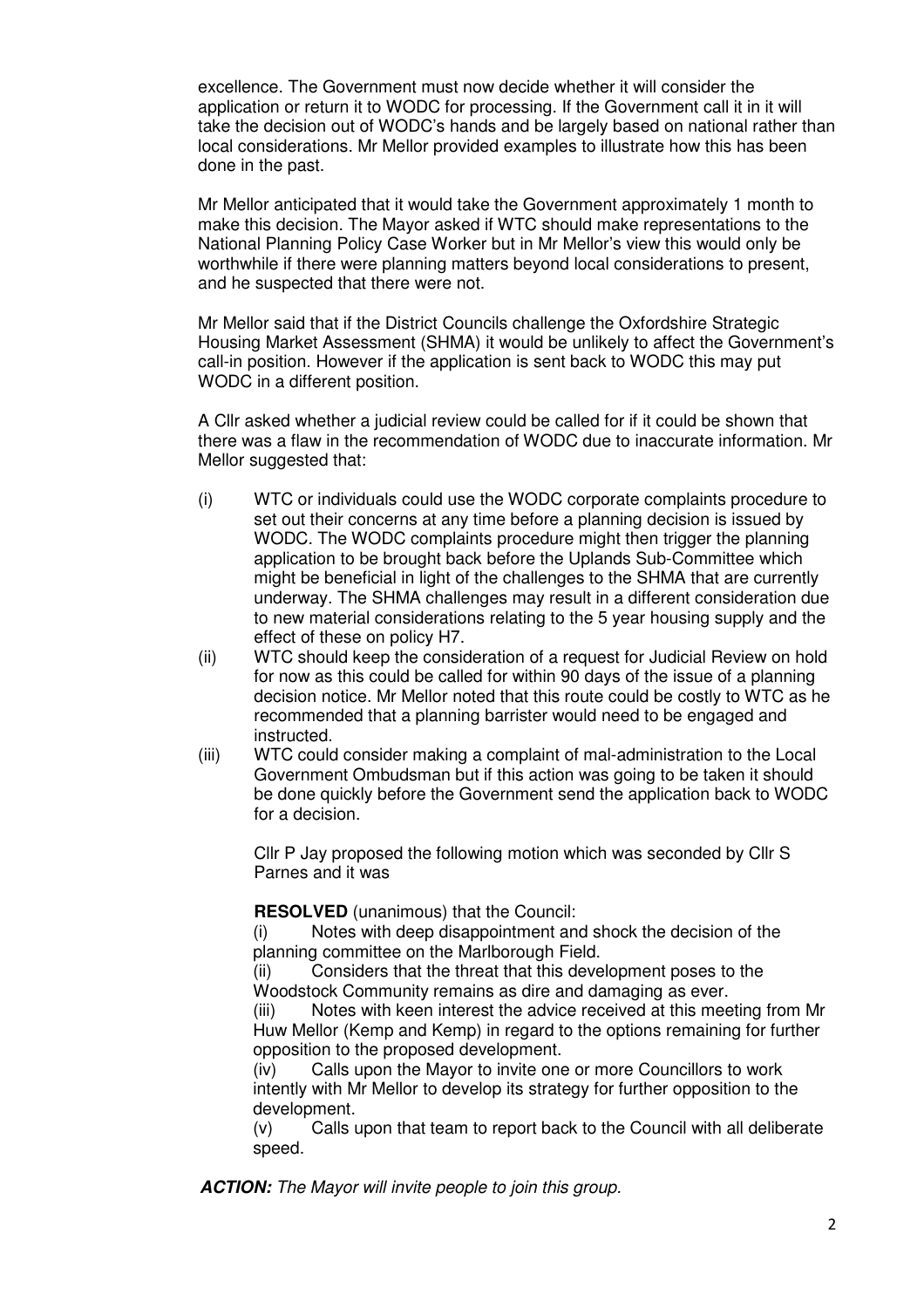excellence. The Government must now decide whether it will consider the application or return it to WODC for processing. If the Government call it in it will take the decision out of WODC's hands and be largely based on national rather than local considerations. Mr Mellor provided examples to illustrate how this has been done in the past.

Mr Mellor anticipated that it would take the Government approximately 1 month to make this decision. The Mayor asked if WTC should make representations to the National Planning Policy Case Worker but in Mr Mellor's view this would only be worthwhile if there were planning matters beyond local considerations to present, and he suspected that there were not.

Mr Mellor said that if the District Councils challenge the Oxfordshire Strategic Housing Market Assessment (SHMA) it would be unlikely to affect the Government's call-in position. However if the application is sent back to WODC this may put WODC in a different position.

A Cllr asked whether a judicial review could be called for if it could be shown that there was a flaw in the recommendation of WODC due to inaccurate information. Mr Mellor suggested that:

(i) WTC or individuals could use the WODC corporate complaints procedure to set out their concerns at any time before a planning decision is issued by WODC. The WODC complaints procedure might then trigger the planning application to be brought back before the Uplands Sub-Committee which might be beneficial in light of the challenges to the SHMA that are currently underway. The SHMA challenges may result in a different consideration due to new material considerations relating to the 5 year housing supply and the effect of these on policy H7.

(ii) WTC should keep the consideration of a request for Judicial Review on hold for now as this could be called for within 90 days of the issue of a planning decision notice. Mr Mellor noted that this route could be costly to WTC as he recommended that a planning barrister would need to be engaged and instructed.

(iii) WTC could consider making a complaint of mal-administration to the Local Government Ombudsman but if this action was going to be taken it should be done quickly before the Government send the application back to WODC for a decision.

Cllr P Jay proposed the following motion which was seconded by Cllr S Parnes and it was

**RESOLVED** (unanimous) that the Council:

(i) Notes with deep disappointment and shock the decision of the planning committee on the Marlborough Field.

(ii) Considers that the threat that this development poses to the Woodstock Community remains as dire and damaging as ever.

(iii) Notes with keen interest the advice received at this meeting from Mr Huw Mellor (Kemp and Kemp) in regard to the options remaining for further opposition to the proposed development.

(iv) Calls upon the Mayor to invite one or more Councillors to work intently with Mr Mellor to develop its strategy for further opposition to the development.

(v) Calls upon that team to report back to the Council with all deliberate speed.

***ACTION:*** *The Mayor will invite people to join this group.*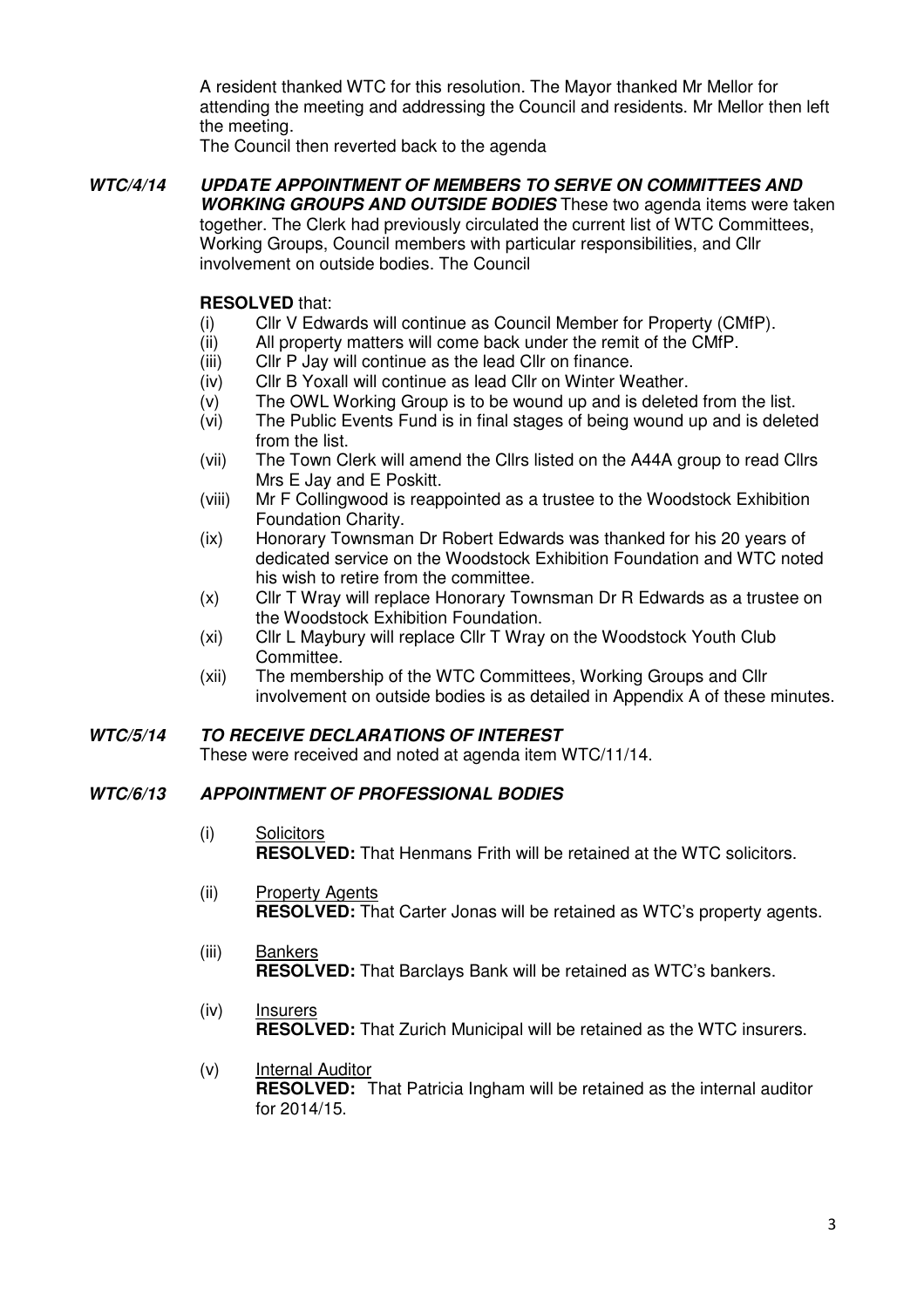A resident thanked WTC for this resolution. The Mayor thanked Mr Mellor for attending the meeting and addressing the Council and residents. Mr Mellor then left the meeting.
The Council then reverted back to the agenda

***WTC/4/14 UPDATE APPOINTMENT OF MEMBERS TO SERVE ON COMMITTEES AND WORKING GROUPS AND OUTSIDE BODIES*** These two agenda items were taken together. The Clerk had previously circulated the current list of WTC Committees, Working Groups, Council members with particular responsibilities, and Cllr involvement on outside bodies. The Council

**RESOLVED** that:

(i) Cllr V Edwards will continue as Council Member for Property (CMfP).
(ii) All property matters will come back under the remit of the CMfP.
(iii) Cllr P Jay will continue as the lead Cllr on finance.
(iv) Cllr B Yoxall will continue as lead Cllr on Winter Weather.
(v) The OWL Working Group is to be wound up and is deleted from the list.
(vi) The Public Events Fund is in final stages of being wound up and is deleted from the list.
(vii) The Town Clerk will amend the Cllrs listed on the A44A group to read Cllrs Mrs E Jay and E Poskitt.
(viii) Mr F Collingwood is reappointed as a trustee to the Woodstock Exhibition Foundation Charity.
(ix) Honorary Townsman Dr Robert Edwards was thanked for his 20 years of dedicated service on the Woodstock Exhibition Foundation and WTC noted his wish to retire from the committee.
(x) Cllr T Wray will replace Honorary Townsman Dr R Edwards as a trustee on the Woodstock Exhibition Foundation.
(xi) Cllr L Maybury will replace Cllr T Wray on the Woodstock Youth Club Committee.
(xii) The membership of the WTC Committees, Working Groups and Cllr involvement on outside bodies is as detailed in Appendix A of these minutes.

***WTC/5/14 TO RECEIVE DECLARATIONS OF INTEREST***

These were received and noted at agenda item WTC/11/14.

***WTC/6/13 APPOINTMENT OF PROFESSIONAL BODIES***

(i) Solicitors
**RESOLVED:** That Henmans Frith will be retained at the WTC solicitors.

(ii) Property Agents
**RESOLVED:** That Carter Jonas will be retained as WTC's property agents.

(iii) Bankers
**RESOLVED:** That Barclays Bank will be retained as WTC's bankers.

(iv) Insurers
**RESOLVED:** That Zurich Municipal will be retained as the WTC insurers.

(v) Internal Auditor
**RESOLVED:** That Patricia Ingham will be retained as the internal auditor for 2014/15.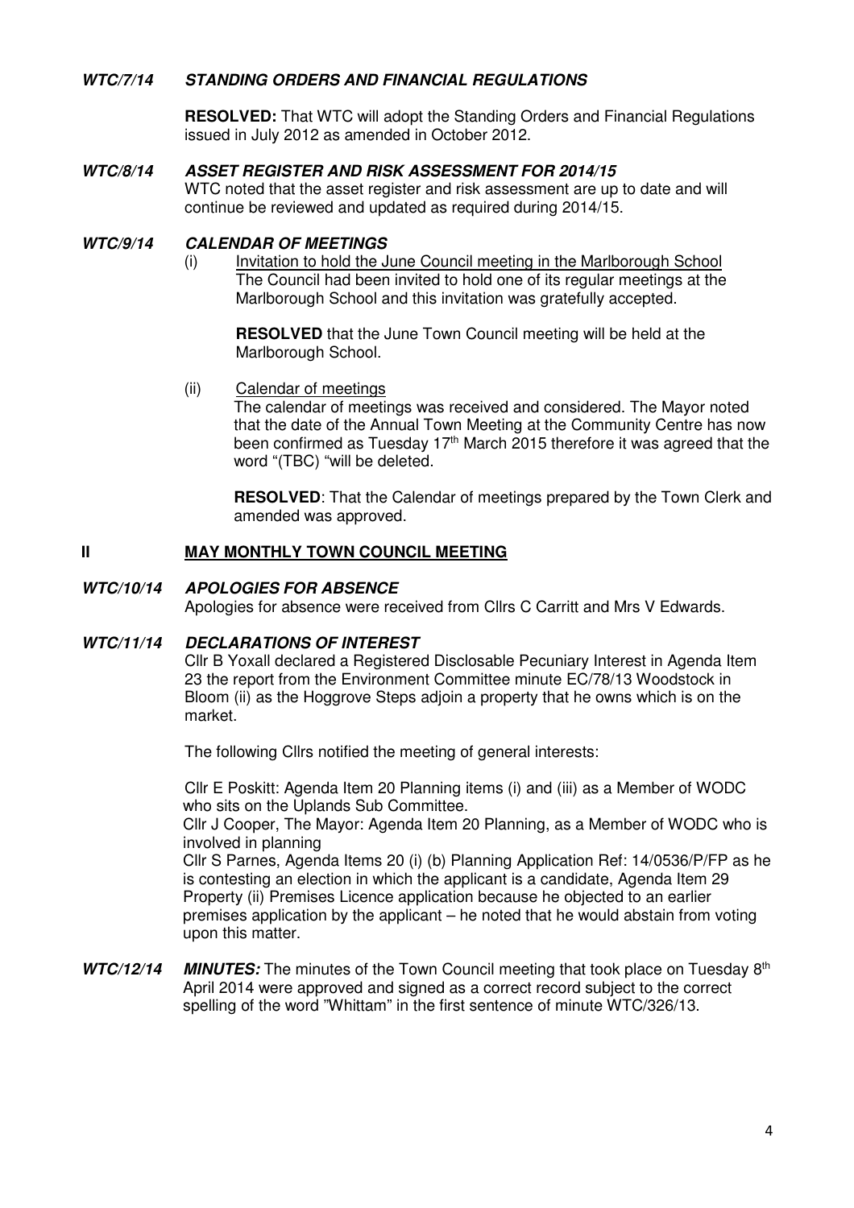***WTC/7/14 STANDING ORDERS AND FINANCIAL REGULATIONS***

**RESOLVED:** That WTC will adopt the Standing Orders and Financial Regulations issued in July 2012 as amended in October 2012.

***WTC/8/14 ASSET REGISTER AND RISK ASSESSMENT FOR 2014/15***

WTC noted that the asset register and risk assessment are up to date and will continue be reviewed and updated as required during 2014/15.

***WTC/9/14 CALENDAR OF MEETINGS***

(i) Invitation to hold the June Council meeting in the Marlborough School

The Council had been invited to hold one of its regular meetings at the Marlborough School and this invitation was gratefully accepted.

**RESOLVED** that the June Town Council meeting will be held at the Marlborough School.

(ii) Calendar of meetings

The calendar of meetings was received and considered. The Mayor noted that the date of the Annual Town Meeting at the Community Centre has now been confirmed as Tuesday 17th March 2015 therefore it was agreed that the word "(TBC) "will be deleted.

**RESOLVED**: That the Calendar of meetings prepared by the Town Clerk and amended was approved.

## II MAY MONTHLY TOWN COUNCIL MEETING

***WTC/10/14 APOLOGIES FOR ABSENCE***

Apologies for absence were received from Cllrs C Carritt and Mrs V Edwards.

***WTC/11/14 DECLARATIONS OF INTEREST***

Cllr B Yoxall declared a Registered Disclosable Pecuniary Interest in Agenda Item 23 the report from the Environment Committee minute EC/78/13 Woodstock in Bloom (ii) as the Hoggrove Steps adjoin a property that he owns which is on the market.

The following Cllrs notified the meeting of general interests:

Cllr E Poskitt: Agenda Item 20 Planning items (i) and (iii) as a Member of WODC who sits on the Uplands Sub Committee.

Cllr J Cooper, The Mayor: Agenda Item 20 Planning, as a Member of WODC who is involved in planning

Cllr S Parnes, Agenda Items 20 (i) (b) Planning Application Ref: 14/0536/P/FP as he is contesting an election in which the applicant is a candidate, Agenda Item 29 Property (ii) Premises Licence application because he objected to an earlier premises application by the applicant – he noted that he would abstain from voting upon this matter.

***WTC/12/14 MINUTES:*** The minutes of the Town Council meeting that took place on Tuesday 8th April 2014 were approved and signed as a correct record subject to the correct spelling of the word "Whittam" in the first sentence of minute WTC/326/13.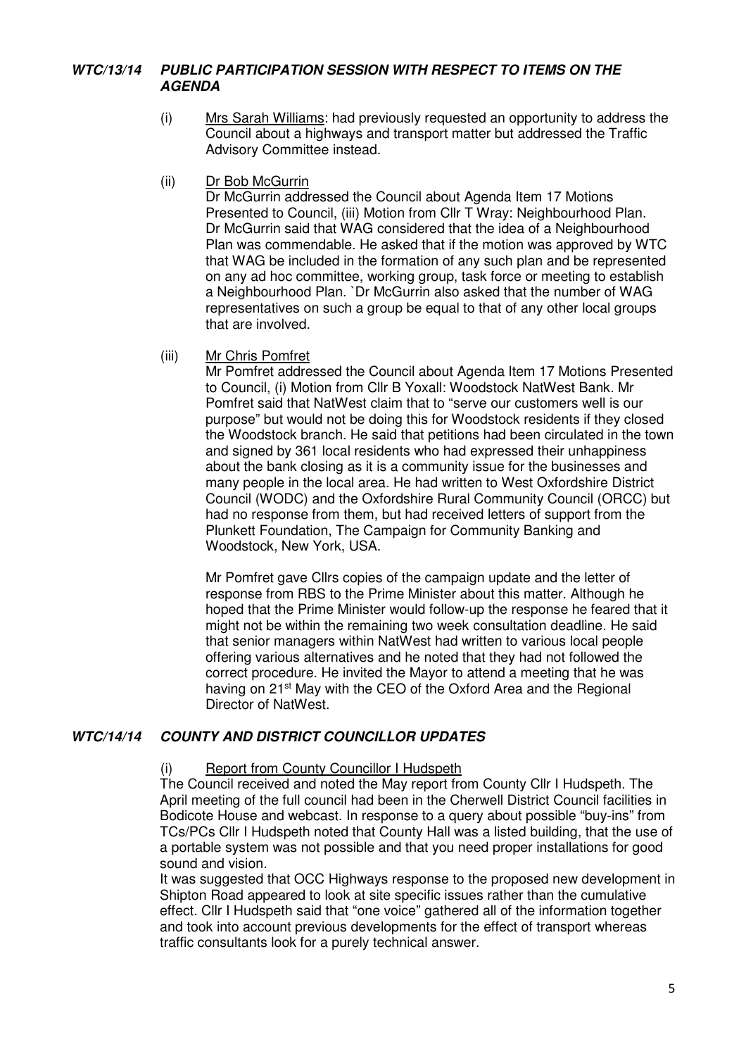## ***WTC/13/14 PUBLIC PARTICIPATION SESSION WITH RESPECT TO ITEMS ON THE AGENDA***

(i) Mrs Sarah Williams: had previously requested an opportunity to address the Council about a highways and transport matter but addressed the Traffic Advisory Committee instead.

(ii) Dr Bob McGurrin

Dr McGurrin addressed the Council about Agenda Item 17 Motions Presented to Council, (iii) Motion from Cllr T Wray: Neighbourhood Plan. Dr McGurrin said that WAG considered that the idea of a Neighbourhood Plan was commendable. He asked that if the motion was approved by WTC that WAG be included in the formation of any such plan and be represented on any ad hoc committee, working group, task force or meeting to establish a Neighbourhood Plan. `Dr McGurrin also asked that the number of WAG representatives on such a group be equal to that of any other local groups that are involved.

(iii) Mr Chris Pomfret

Mr Pomfret addressed the Council about Agenda Item 17 Motions Presented to Council, (i) Motion from Cllr B Yoxall: Woodstock NatWest Bank. Mr Pomfret said that NatWest claim that to "serve our customers well is our purpose" but would not be doing this for Woodstock residents if they closed the Woodstock branch. He said that petitions had been circulated in the town and signed by 361 local residents who had expressed their unhappiness about the bank closing as it is a community issue for the businesses and many people in the local area. He had written to West Oxfordshire District Council (WODC) and the Oxfordshire Rural Community Council (ORCC) but had no response from them, but had received letters of support from the Plunkett Foundation, The Campaign for Community Banking and Woodstock, New York, USA.

Mr Pomfret gave Cllrs copies of the campaign update and the letter of response from RBS to the Prime Minister about this matter. Although he hoped that the Prime Minister would follow-up the response he feared that it might not be within the remaining two week consultation deadline. He said that senior managers within NatWest had written to various local people offering various alternatives and he noted that they had not followed the correct procedure. He invited the Mayor to attend a meeting that he was having on 21st May with the CEO of the Oxford Area and the Regional Director of NatWest.

## ***WTC/14/14 COUNTY AND DISTRICT COUNCILLOR UPDATES***

(i) Report from County Councillor I Hudspeth

The Council received and noted the May report from County Cllr I Hudspeth. The April meeting of the full council had been in the Cherwell District Council facilities in Bodicote House and webcast. In response to a query about possible "buy-ins" from TCs/PCs Cllr I Hudspeth noted that County Hall was a listed building, that the use of a portable system was not possible and that you need proper installations for good sound and vision.

It was suggested that OCC Highways response to the proposed new development in Shipton Road appeared to look at site specific issues rather than the cumulative effect. Cllr I Hudspeth said that "one voice" gathered all of the information together and took into account previous developments for the effect of transport whereas traffic consultants look for a purely technical answer.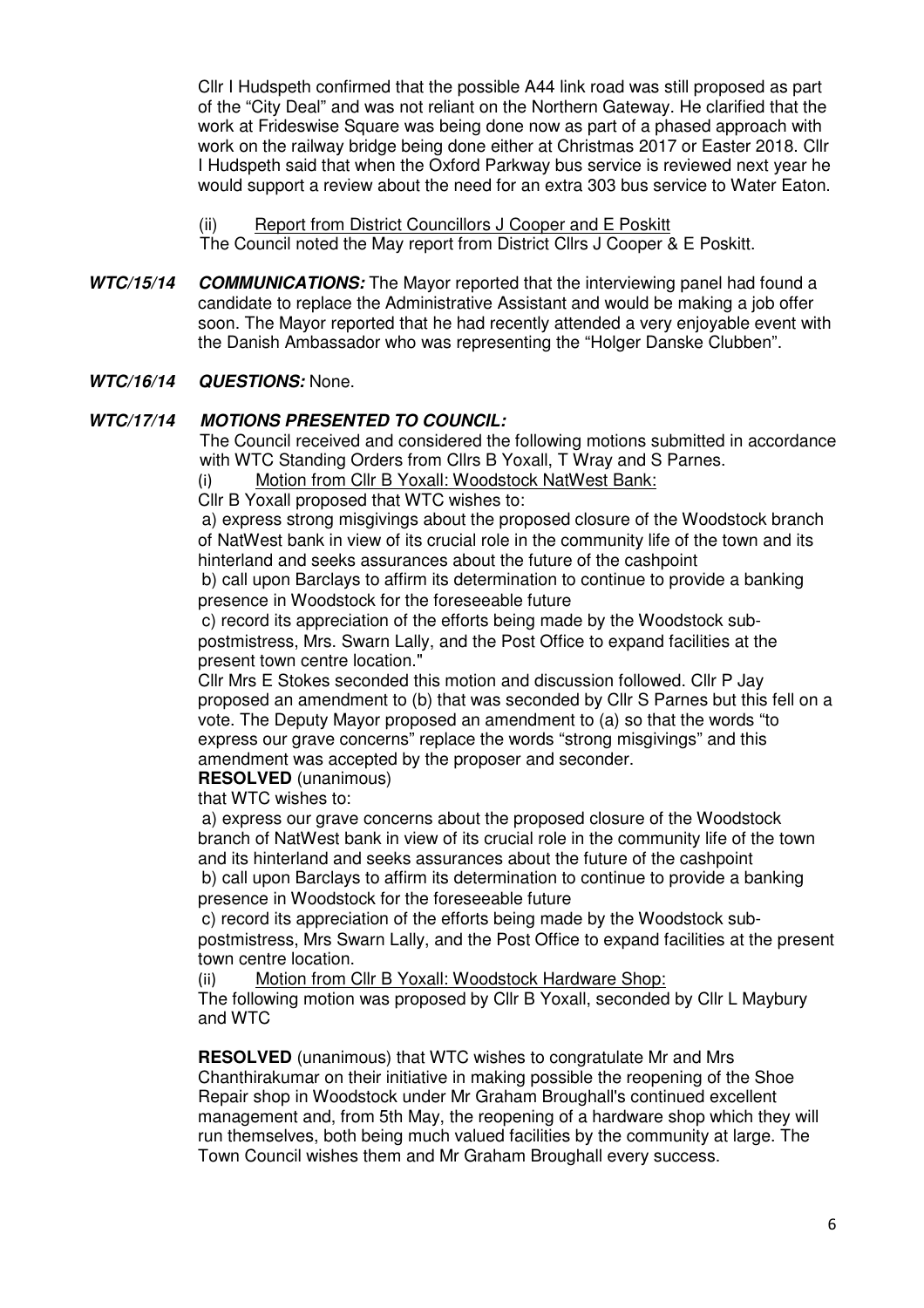Cllr I Hudspeth confirmed that the possible A44 link road was still proposed as part of the "City Deal" and was not reliant on the Northern Gateway. He clarified that the work at Frideswise Square was being done now as part of a phased approach with work on the railway bridge being done either at Christmas 2017 or Easter 2018. Cllr I Hudspeth said that when the Oxford Parkway bus service is reviewed next year he would support a review about the need for an extra 303 bus service to Water Eaton.

(ii) Report from District Councillors J Cooper and E Poskitt

The Council noted the May report from District Cllrs J Cooper & E Poskitt.

***WTC/15/14*** ***COMMUNICATIONS:*** The Mayor reported that the interviewing panel had found a candidate to replace the Administrative Assistant and would be making a job offer soon. The Mayor reported that he had recently attended a very enjoyable event with the Danish Ambassador who was representing the "Holger Danske Clubben".

***WTC/16/14*** ***QUESTIONS:*** None.

***WTC/17/14*** ***MOTIONS PRESENTED TO COUNCIL:***

The Council received and considered the following motions submitted in accordance with WTC Standing Orders from Cllrs B Yoxall, T Wray and S Parnes.

(i) Motion from Cllr B Yoxall: Woodstock NatWest Bank:

Cllr B Yoxall proposed that WTC wishes to:

a) express strong misgivings about the proposed closure of the Woodstock branch of NatWest bank in view of its crucial role in the community life of the town and its hinterland and seeks assurances about the future of the cashpoint

b) call upon Barclays to affirm its determination to continue to provide a banking presence in Woodstock for the foreseeable future

c) record its appreciation of the efforts being made by the Woodstock sub-postmistress, Mrs. Swarn Lally, and the Post Office to expand facilities at the present town centre location."

Cllr Mrs E Stokes seconded this motion and discussion followed. Cllr P Jay proposed an amendment to (b) that was seconded by Cllr S Parnes but this fell on a vote. The Deputy Mayor proposed an amendment to (a) so that the words "to express our grave concerns" replace the words "strong misgivings" and this amendment was accepted by the proposer and seconder.

**RESOLVED** (unanimous)

that WTC wishes to:

a) express our grave concerns about the proposed closure of the Woodstock branch of NatWest bank in view of its crucial role in the community life of the town and its hinterland and seeks assurances about the future of the cashpoint

b) call upon Barclays to affirm its determination to continue to provide a banking presence in Woodstock for the foreseeable future

c) record its appreciation of the efforts being made by the Woodstock sub-postmistress, Mrs Swarn Lally, and the Post Office to expand facilities at the present town centre location.

(ii) Motion from Cllr B Yoxall: Woodstock Hardware Shop:

The following motion was proposed by Cllr B Yoxall, seconded by Cllr L Maybury and WTC

**RESOLVED** (unanimous) that WTC wishes to congratulate Mr and Mrs Chanthirakumar on their initiative in making possible the reopening of the Shoe Repair shop in Woodstock under Mr Graham Broughall's continued excellent management and, from 5th May, the reopening of a hardware shop which they will run themselves, both being much valued facilities by the community at large. The Town Council wishes them and Mr Graham Broughall every success.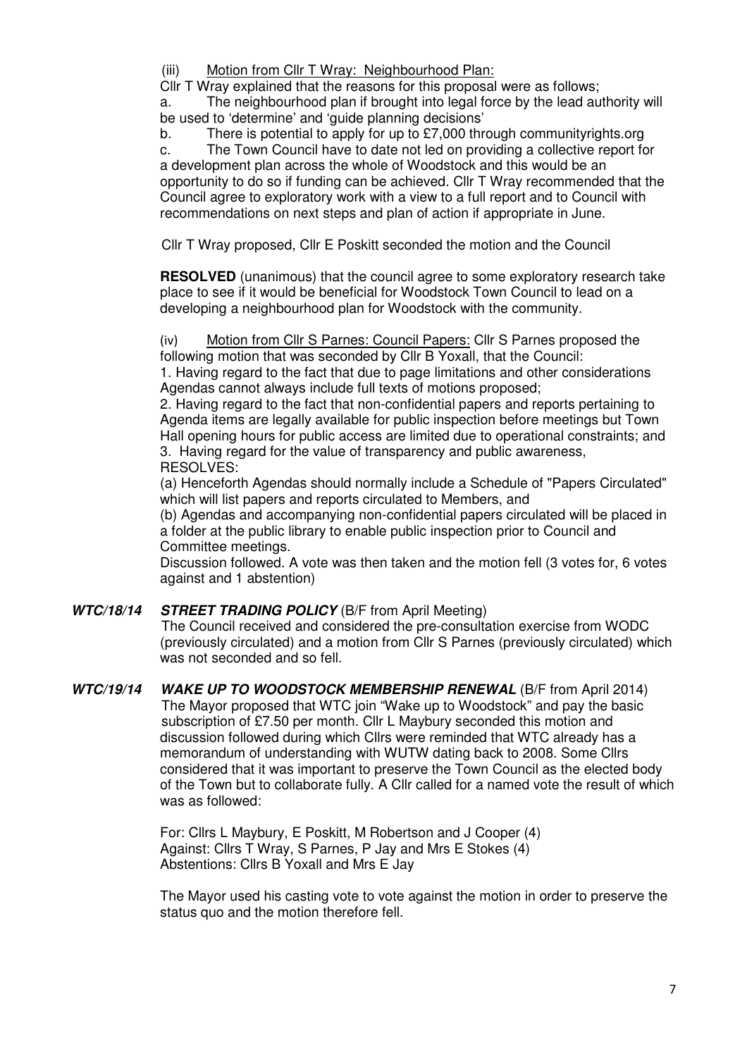(iii) Motion from Cllr T Wray: Neighbourhood Plan:

Cllr T Wray explained that the reasons for this proposal were as follows;

a. The neighbourhood plan if brought into legal force by the lead authority will be used to 'determine' and 'guide planning decisions'

b. There is potential to apply for up to £7,000 through communityrights.org

c. The Town Council have to date not led on providing a collective report for a development plan across the whole of Woodstock and this would be an opportunity to do so if funding can be achieved. Cllr T Wray recommended that the Council agree to exploratory work with a view to a full report and to Council with recommendations on next steps and plan of action if appropriate in June.

Cllr T Wray proposed, Cllr E Poskitt seconded the motion and the Council

**RESOLVED** (unanimous) that the council agree to some exploratory research take place to see if it would be beneficial for Woodstock Town Council to lead on a developing a neighbourhood plan for Woodstock with the community.

(iv) Motion from Cllr S Parnes: Council Papers: Cllr S Parnes proposed the following motion that was seconded by Cllr B Yoxall, that the Council:

1. Having regard to the fact that due to page limitations and other considerations Agendas cannot always include full texts of motions proposed;
2. Having regard to the fact that non-confidential papers and reports pertaining to Agenda items are legally available for public inspection before meetings but Town Hall opening hours for public access are limited due to operational constraints; and
3. Having regard for the value of transparency and public awareness,

RESOLVES:

(a) Henceforth Agendas should normally include a Schedule of "Papers Circulated" which will list papers and reports circulated to Members, and

(b) Agendas and accompanying non-confidential papers circulated will be placed in a folder at the public library to enable public inspection prior to Council and Committee meetings.

Discussion followed. A vote was then taken and the motion fell (3 votes for, 6 votes against and 1 abstention)

***WTC/18/14 STREET TRADING POLICY*** (B/F from April Meeting)

The Council received and considered the pre-consultation exercise from WODC (previously circulated) and a motion from Cllr S Parnes (previously circulated) which was not seconded and so fell.

***WTC/19/14 WAKE UP TO WOODSTOCK MEMBERSHIP RENEWAL*** (B/F from April 2014)

The Mayor proposed that WTC join "Wake up to Woodstock" and pay the basic subscription of £7.50 per month. Cllr L Maybury seconded this motion and discussion followed during which Cllrs were reminded that WTC already has a memorandum of understanding with WUTW dating back to 2008. Some Cllrs considered that it was important to preserve the Town Council as the elected body of the Town but to collaborate fully. A Cllr called for a named vote the result of which was as followed:

For: Cllrs L Maybury, E Poskitt, M Robertson and J Cooper (4)
Against: Cllrs T Wray, S Parnes, P Jay and Mrs E Stokes (4)
Abstentions: Cllrs B Yoxall and Mrs E Jay

The Mayor used his casting vote to vote against the motion in order to preserve the status quo and the motion therefore fell.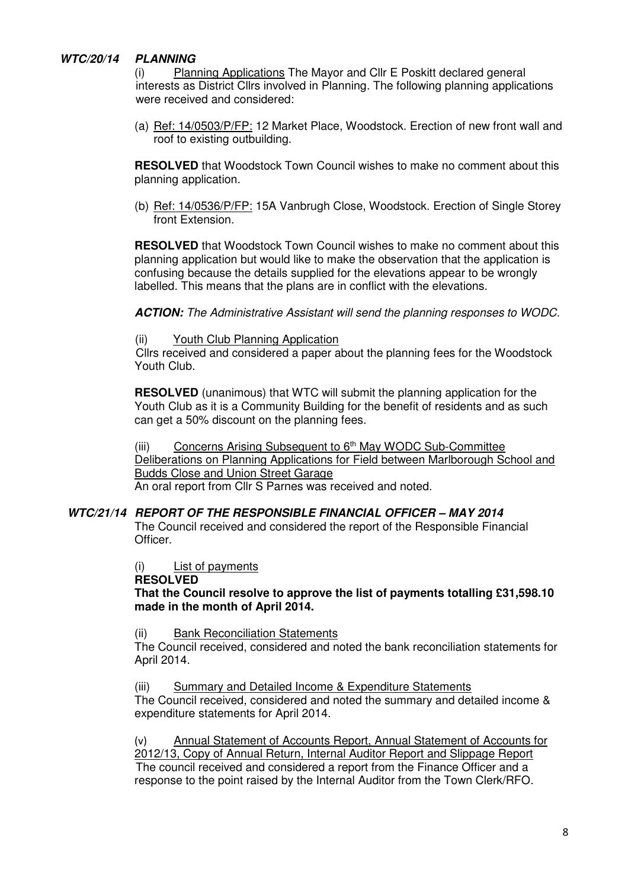## *WTC/20/14 PLANNING*

(i) Planning Applications The Mayor and Cllr E Poskitt declared general interests as District Cllrs involved in Planning. The following planning applications were received and considered:

(a) Ref: 14/0503/P/FP: 12 Market Place, Woodstock. Erection of new front wall and roof to existing outbuilding.

**RESOLVED** that Woodstock Town Council wishes to make no comment about this planning application.

(b) Ref: 14/0536/P/FP: 15A Vanbrugh Close, Woodstock. Erection of Single Storey front Extension.

**RESOLVED** that Woodstock Town Council wishes to make no comment about this planning application but would like to make the observation that the application is confusing because the details supplied for the elevations appear to be wrongly labelled. This means that the plans are in conflict with the elevations.

***ACTION:*** *The Administrative Assistant will send the planning responses to WODC.*

(ii) Youth Club Planning Application

Cllrs received and considered a paper about the planning fees for the Woodstock Youth Club.

**RESOLVED** (unanimous) that WTC will submit the planning application for the Youth Club as it is a Community Building for the benefit of residents and as such can get a 50% discount on the planning fees.

(iii) Concerns Arising Subsequent to 6th May WODC Sub-Committee Deliberations on Planning Applications for Field between Marlborough School and Budds Close and Union Street Garage

An oral report from Cllr S Parnes was received and noted.

## *WTC/21/14 REPORT OF THE RESPONSIBLE FINANCIAL OFFICER – MAY 2014*

The Council received and considered the report of the Responsible Financial Officer.

(i) List of payments

**RESOLVED**

**That the Council resolve to approve the list of payments totalling £31,598.10 made in the month of April 2014.**

(ii) Bank Reconciliation Statements

The Council received, considered and noted the bank reconciliation statements for April 2014.

(iii) Summary and Detailed Income & Expenditure Statements

The Council received, considered and noted the summary and detailed income & expenditure statements for April 2014.

(v) Annual Statement of Accounts Report, Annual Statement of Accounts for 2012/13, Copy of Annual Return, Internal Auditor Report and Slippage Report

The council received and considered a report from the Finance Officer and a response to the point raised by the Internal Auditor from the Town Clerk/RFO.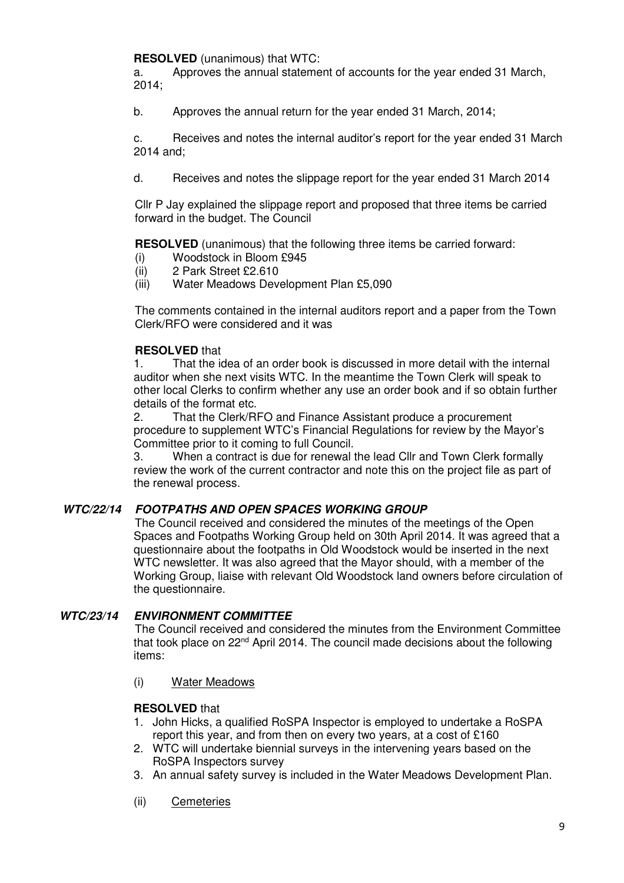**RESOLVED** (unanimous) that WTC:

a. Approves the annual statement of accounts for the year ended 31 March, 2014;

b. Approves the annual return for the year ended 31 March, 2014;

c. Receives and notes the internal auditor's report for the year ended 31 March 2014 and;

d. Receives and notes the slippage report for the year ended 31 March 2014

Cllr P Jay explained the slippage report and proposed that three items be carried forward in the budget. The Council

**RESOLVED** (unanimous) that the following three items be carried forward:

(i) Woodstock in Bloom £945
(ii) 2 Park Street £2.610
(iii) Water Meadows Development Plan £5,090

The comments contained in the internal auditors report and a paper from the Town Clerk/RFO were considered and it was

**RESOLVED** that

1. That the idea of an order book is discussed in more detail with the internal auditor when she next visits WTC. In the meantime the Town Clerk will speak to other local Clerks to confirm whether any use an order book and if so obtain further details of the format etc.
2. That the Clerk/RFO and Finance Assistant produce a procurement procedure to supplement WTC's Financial Regulations for review by the Mayor's Committee prior to it coming to full Council.
3. When a contract is due for renewal the lead Cllr and Town Clerk formally review the work of the current contractor and note this on the project file as part of the renewal process.

***WTC/22/14 FOOTPATHS AND OPEN SPACES WORKING GROUP***

The Council received and considered the minutes of the meetings of the Open Spaces and Footpaths Working Group held on 30th April 2014. It was agreed that a questionnaire about the footpaths in Old Woodstock would be inserted in the next WTC newsletter. It was also agreed that the Mayor should, with a member of the Working Group, liaise with relevant Old Woodstock land owners before circulation of the questionnaire.

***WTC/23/14 ENVIRONMENT COMMITTEE***

The Council received and considered the minutes from the Environment Committee that took place on 22nd April 2014. The council made decisions about the following items:

(i) Water Meadows

**RESOLVED** that

1. John Hicks, a qualified RoSPA Inspector is employed to undertake a RoSPA report this year, and from then on every two years, at a cost of £160
2. WTC will undertake biennial surveys in the intervening years based on the RoSPA Inspectors survey
3. An annual safety survey is included in the Water Meadows Development Plan.

(ii) Cemeteries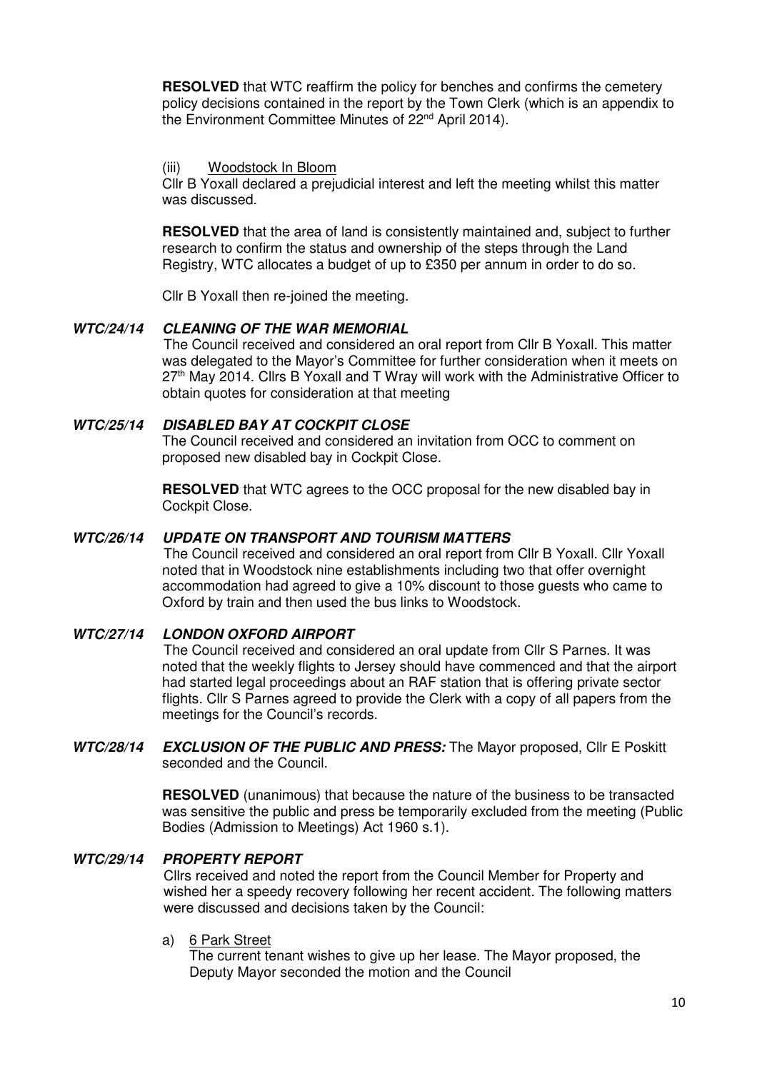**RESOLVED** that WTC reaffirm the policy for benches and confirms the cemetery policy decisions contained in the report by the Town Clerk (which is an appendix to the Environment Committee Minutes of 22nd April 2014).

(iii) Woodstock In Bloom

Cllr B Yoxall declared a prejudicial interest and left the meeting whilst this matter was discussed.

**RESOLVED** that the area of land is consistently maintained and, subject to further research to confirm the status and ownership of the steps through the Land Registry, WTC allocates a budget of up to £350 per annum in order to do so.

Cllr B Yoxall then re-joined the meeting.

***WTC/24/14 CLEANING OF THE WAR MEMORIAL***

The Council received and considered an oral report from Cllr B Yoxall. This matter was delegated to the Mayor's Committee for further consideration when it meets on 27th May 2014. Cllrs B Yoxall and T Wray will work with the Administrative Officer to obtain quotes for consideration at that meeting

***WTC/25/14 DISABLED BAY AT COCKPIT CLOSE***

The Council received and considered an invitation from OCC to comment on proposed new disabled bay in Cockpit Close.

**RESOLVED** that WTC agrees to the OCC proposal for the new disabled bay in Cockpit Close.

***WTC/26/14 UPDATE ON TRANSPORT AND TOURISM MATTERS***

The Council received and considered an oral report from Cllr B Yoxall. Cllr Yoxall noted that in Woodstock nine establishments including two that offer overnight accommodation had agreed to give a 10% discount to those guests who came to Oxford by train and then used the bus links to Woodstock.

***WTC/27/14 LONDON OXFORD AIRPORT***

The Council received and considered an oral update from Cllr S Parnes. It was noted that the weekly flights to Jersey should have commenced and that the airport had started legal proceedings about an RAF station that is offering private sector flights. Cllr S Parnes agreed to provide the Clerk with a copy of all papers from the meetings for the Council's records.

***WTC/28/14 EXCLUSION OF THE PUBLIC AND PRESS:*** The Mayor proposed, Cllr E Poskitt seconded and the Council.

**RESOLVED** (unanimous) that because the nature of the business to be transacted was sensitive the public and press be temporarily excluded from the meeting (Public Bodies (Admission to Meetings) Act 1960 s.1).

***WTC/29/14 PROPERTY REPORT***

Cllrs received and noted the report from the Council Member for Property and wished her a speedy recovery following her recent accident. The following matters were discussed and decisions taken by the Council:

a) 6 Park Street

The current tenant wishes to give up her lease. The Mayor proposed, the Deputy Mayor seconded the motion and the Council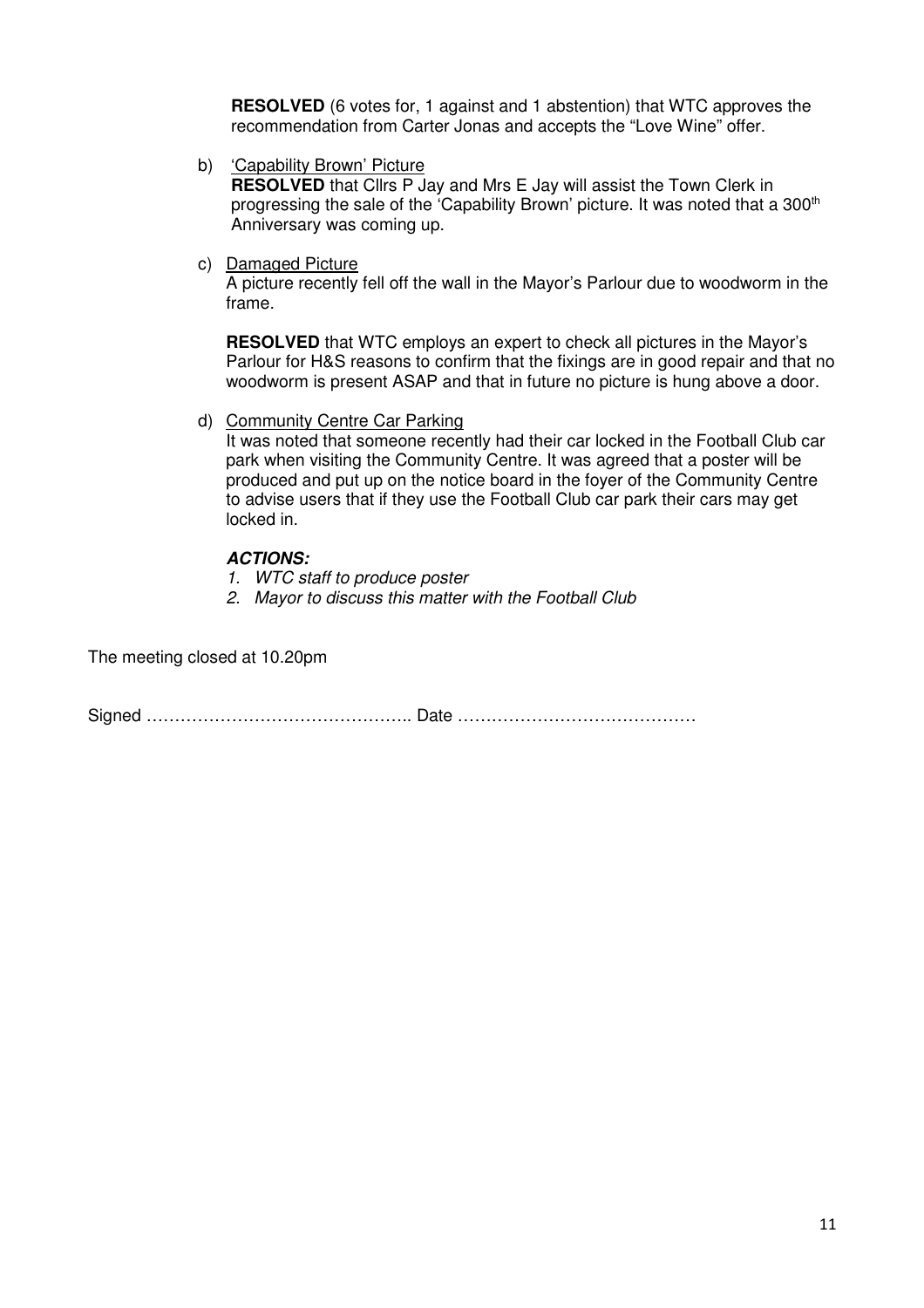**RESOLVED** (6 votes for, 1 against and 1 abstention) that WTC approves the recommendation from Carter Jonas and accepts the "Love Wine" offer.

b) 'Capability Brown' Picture

**RESOLVED** that Cllrs P Jay and Mrs E Jay will assist the Town Clerk in progressing the sale of the 'Capability Brown' picture. It was noted that a 300th Anniversary was coming up.

c) Damaged Picture

A picture recently fell off the wall in the Mayor's Parlour due to woodworm in the frame.

**RESOLVED** that WTC employs an expert to check all pictures in the Mayor's Parlour for H&S reasons to confirm that the fixings are in good repair and that no woodworm is present ASAP and that in future no picture is hung above a door.

d) Community Centre Car Parking

It was noted that someone recently had their car locked in the Football Club car park when visiting the Community Centre. It was agreed that a poster will be produced and put up on the notice board in the foyer of the Community Centre to advise users that if they use the Football Club car park their cars may get locked in.

***ACTIONS:***

1. *WTC staff to produce poster*
2. *Mayor to discuss this matter with the Football Club*

The meeting closed at 10.20pm

Signed ……………………………………….. Date ……………………………………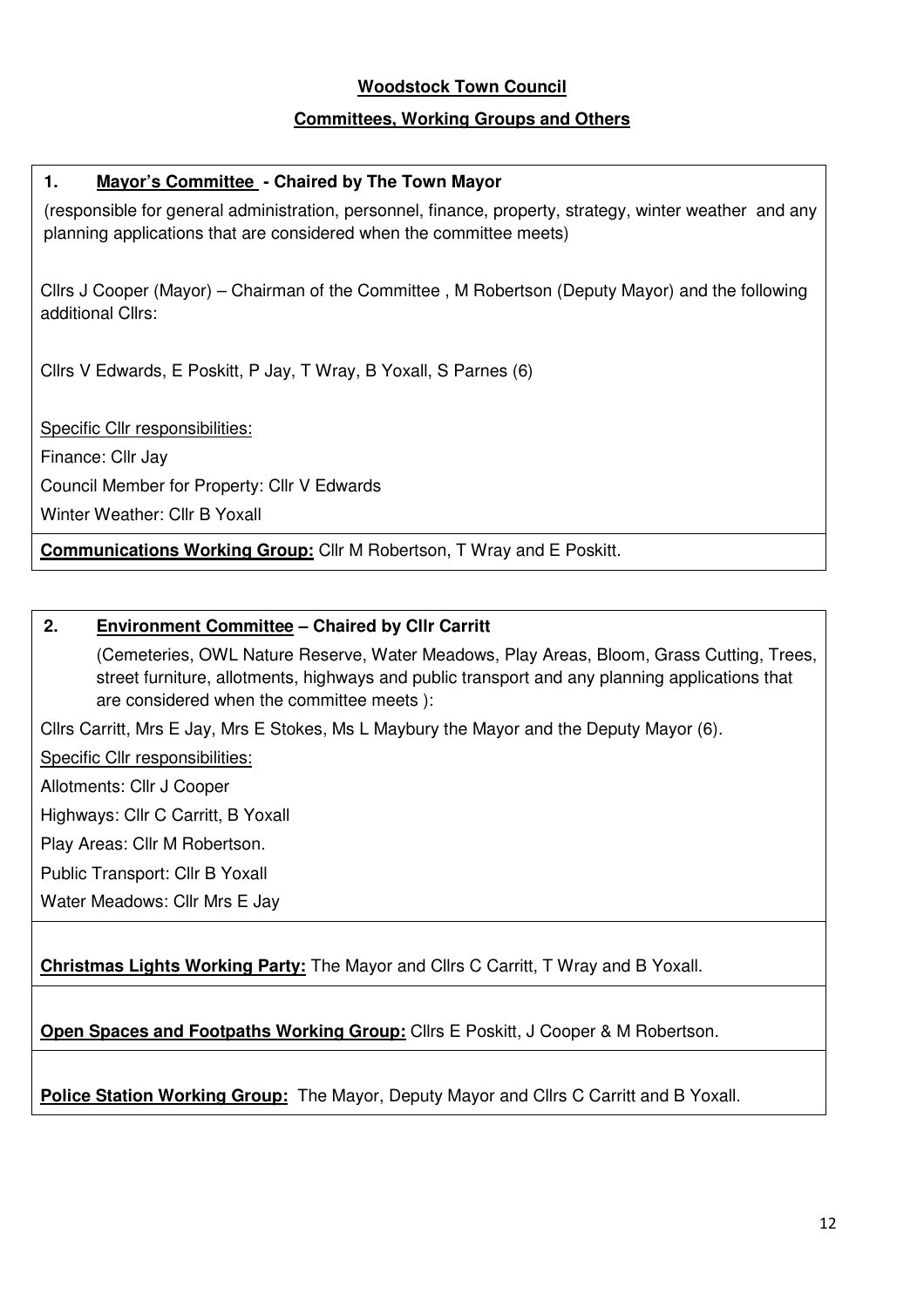**Woodstock Town Council**

**Committees, Working Groups and Others**

**1. Mayor's Committee - Chaired by The Town Mayor**

(responsible for general administration, personnel, finance, property, strategy, winter weather and any planning applications that are considered when the committee meets)

Cllrs J Cooper (Mayor) – Chairman of the Committee , M Robertson (Deputy Mayor) and the following additional Cllrs:

Cllrs V Edwards, E Poskitt, P Jay, T Wray, B Yoxall, S Parnes (6)

Specific Cllr responsibilities:

Finance: Cllr Jay

Council Member for Property: Cllr V Edwards

Winter Weather: Cllr B Yoxall

**Communications Working Group:** Cllr M Robertson, T Wray and E Poskitt.

**2. Environment Committee – Chaired by Cllr Carritt**

(Cemeteries, OWL Nature Reserve, Water Meadows, Play Areas, Bloom, Grass Cutting, Trees, street furniture, allotments, highways and public transport and any planning applications that are considered when the committee meets ):

Cllrs Carritt, Mrs E Jay, Mrs E Stokes, Ms L Maybury the Mayor and the Deputy Mayor (6).

Specific Cllr responsibilities:

Allotments: Cllr J Cooper

Highways: Cllr C Carritt, B Yoxall

Play Areas: Cllr M Robertson.

Public Transport: Cllr B Yoxall

Water Meadows: Cllr Mrs E Jay

**Christmas Lights Working Party:** The Mayor and Cllrs C Carritt, T Wray and B Yoxall.

**Open Spaces and Footpaths Working Group:** Cllrs E Poskitt, J Cooper & M Robertson.

**Police Station Working Group:** The Mayor, Deputy Mayor and Cllrs C Carritt and B Yoxall.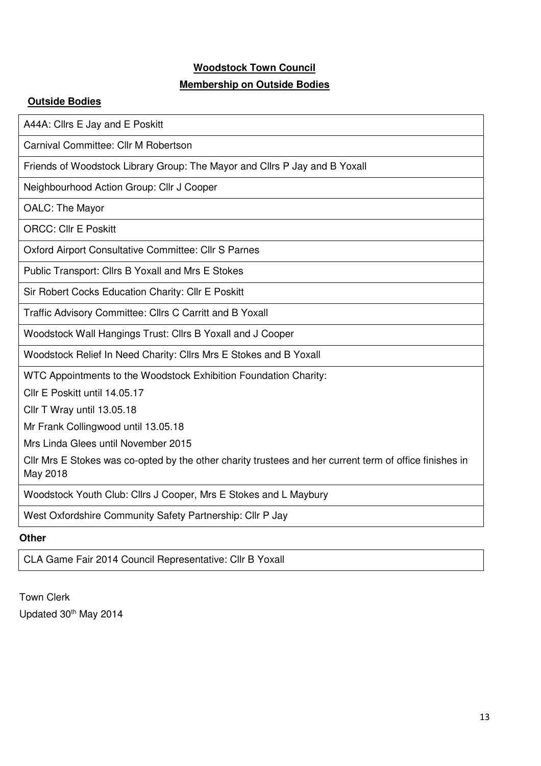# Woodstock Town Council

## Membership on Outside Bodies

### Outside Bodies

| |
|---|
| A44A: Cllrs E Jay and E Poskitt |
| Carnival Committee: Cllr M Robertson |
| Friends of Woodstock Library Group: The Mayor and Cllrs P Jay and B Yoxall |
| Neighbourhood Action Group: Cllr J Cooper |
| OALC: The Mayor |
| ORCC: Cllr E Poskitt |
| Oxford Airport Consultative Committee: Cllr S Parnes |
| Public Transport: Cllrs B Yoxall and Mrs E Stokes |
| Sir Robert Cocks Education Charity: Cllr E Poskitt |
| Traffic Advisory Committee: Cllrs C Carritt and B Yoxall |
| Woodstock Wall Hangings Trust: Cllrs B Yoxall and J Cooper |
| Woodstock Relief In Need Charity: Cllrs Mrs E Stokes and B Yoxall |
| WTC Appointments to the Woodstock Exhibition Foundation Charity:<br>Cllr E Poskitt until 14.05.17<br>Cllr T Wray until 13.05.18<br>Mr Frank Collingwood until 13.05.18<br>Mrs Linda Glees until November 2015<br>Cllr Mrs E Stokes was co-opted by the other charity trustees and her current term of office finishes in May 2018 |
| Woodstock Youth Club: Cllrs J Cooper, Mrs E Stokes and L Maybury |
| West Oxfordshire Community Safety Partnership: Cllr P Jay |

**Other**

| |
|---|
| CLA Game Fair 2014 Council Representative: Cllr B Yoxall |

Town Clerk

Updated 30th May 2014